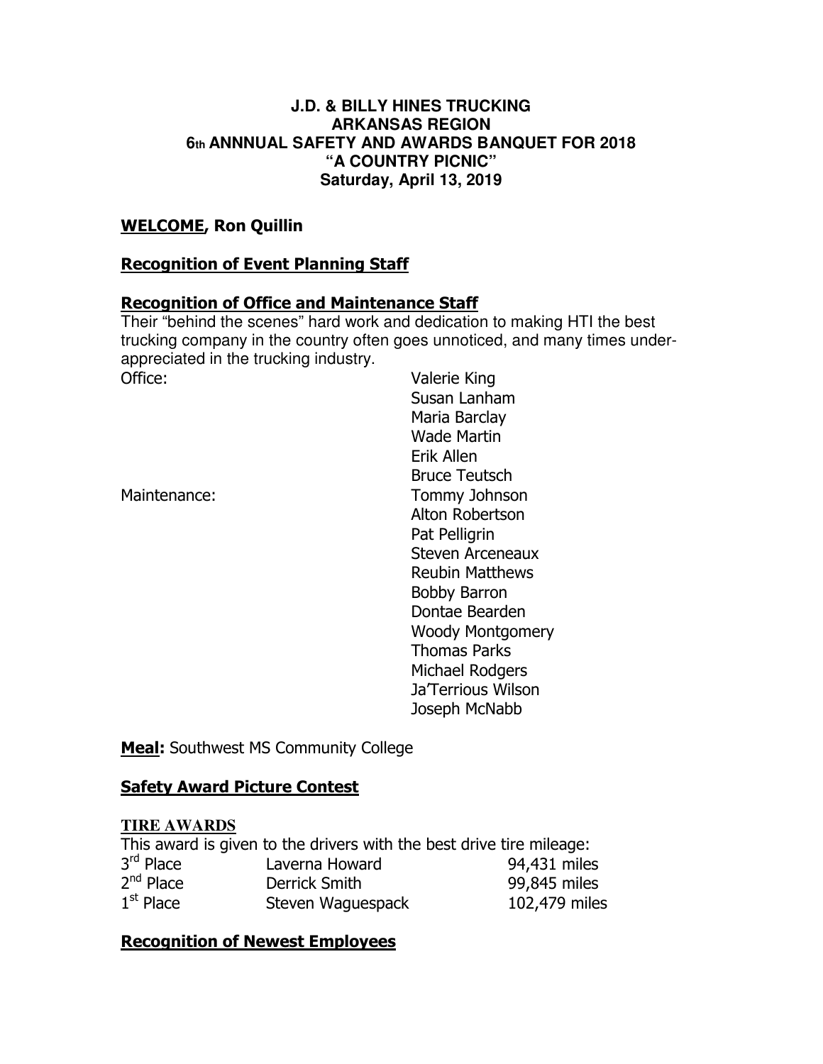**J.D. & BILLY HINES TRUCKING**
**ARKANSAS REGION**
**6th ANNNUAL SAFETY AND AWARDS BANQUET FOR 2018**
**"A COUNTRY PICNIC"**
**Saturday, April 13, 2019**

## **WELCOME, Ron Quillin**

## **Recognition of Event Planning Staff**

## **Recognition of Office and Maintenance Staff**

Their "behind the scenes" hard work and dedication to making HTI the best trucking company in the country often goes unnoticed, and many times under-appreciated in the trucking industry.

| | |
|---|---|
| Office: | Valerie King |
| | Susan Lanham |
| | Maria Barclay |
| | Wade Martin |
| | Erik Allen |
| | Bruce Teutsch |
| Maintenance: | Tommy Johnson |
| | Alton Robertson |
| | Pat Pelligrin |
| | Steven Arceneaux |
| | Reubin Matthews |
| | Bobby Barron |
| | Dontae Bearden |
| | Woody Montgomery |
| | Thomas Parks |
| | Michael Rodgers |
| | Ja'Terrious Wilson |
| | Joseph McNabb |

**Meal:** Southwest MS Community College

## **Safety Award Picture Contest**

### **TIRE AWARDS**

This award is given to the drivers with the best drive tire mileage:

| | | |
|---|---|---|
| 3rd Place | Laverna Howard | 94,431 miles |
| 2nd Place | Derrick Smith | 99,845 miles |
| 1st Place | Steven Waguespack | 102,479 miles |

## **Recognition of Newest Employees**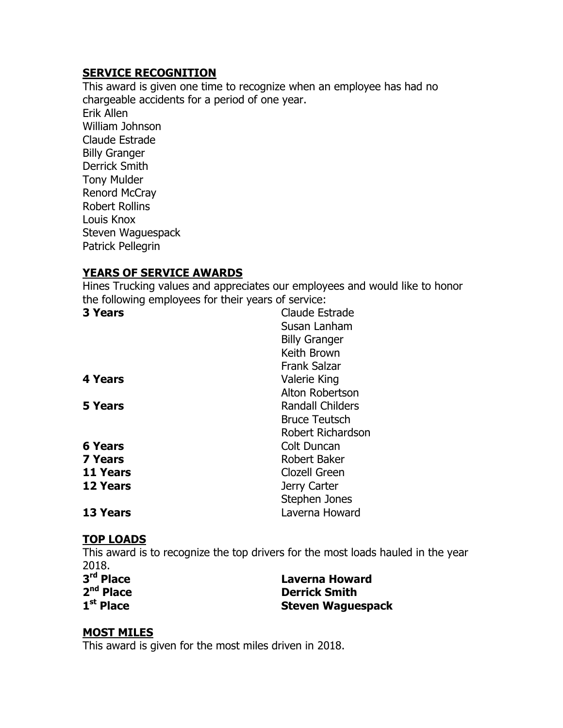## SERVICE RECOGNITION

This award is given one time to recognize when an employee has had no chargeable accidents for a period of one year.

Erik Allen
William Johnson
Claude Estrade
Billy Granger
Derrick Smith
Tony Mulder
Renord McCray
Robert Rollins
Louis Knox
Steven Waguespack
Patrick Pellegrin

## YEARS OF SERVICE AWARDS

Hines Trucking values and appreciates our employees and would like to honor the following employees for their years of service:

| | |
|---|---|
| **3 Years** | Claude Estrade |
| | Susan Lanham |
| | Billy Granger |
| | Keith Brown |
| | Frank Salzar |
| **4 Years** | Valerie King |
| | Alton Robertson |
| **5 Years** | Randall Childers |
| | Bruce Teutsch |
| | Robert Richardson |
| **6 Years** | Colt Duncan |
| **7 Years** | Robert Baker |
| **11 Years** | Clozell Green |
| **12 Years** | Jerry Carter |
| | Stephen Jones |
| **13 Years** | Laverna Howard |

## TOP LOADS

This award is to recognize the top drivers for the most loads hauled in the year 2018.

| | |
|---|---|
| **3rd Place** | **Laverna Howard** |
| **2nd Place** | **Derrick Smith** |
| **1st Place** | **Steven Waguespack** |

## MOST MILES

This award is given for the most miles driven in 2018.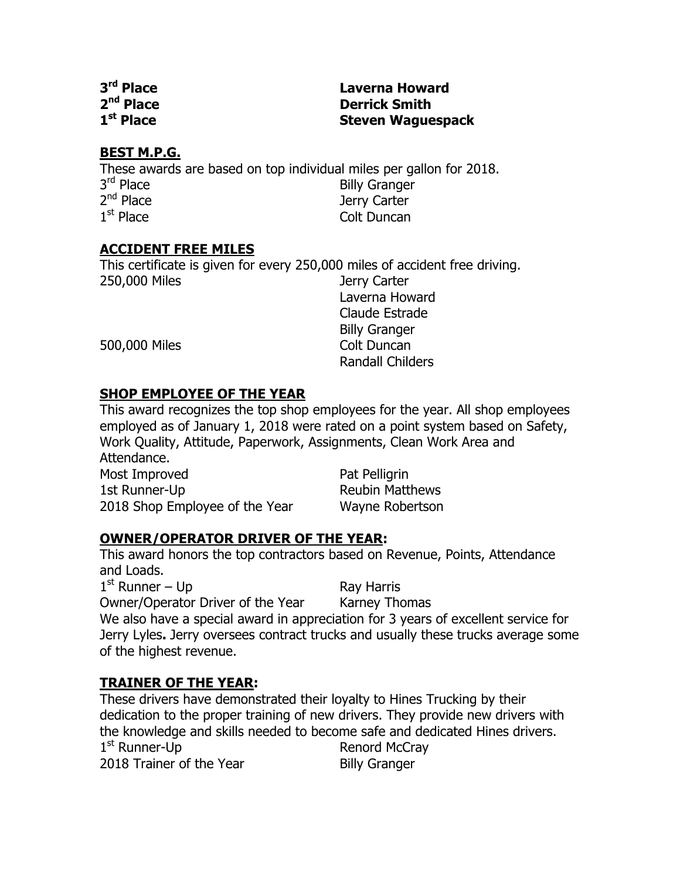| | |
|---|---|
| **3rd Place** | **Laverna Howard** |
| **2nd Place** | **Derrick Smith** |
| **1st Place** | **Steven Waguespack** |

## BEST M.P.G.

These awards are based on top individual miles per gallon for 2018.

| | |
|---|---|
| 3rd Place | Billy Granger |
| 2nd Place | Jerry Carter |
| 1st Place | Colt Duncan |

## ACCIDENT FREE MILES

This certificate is given for every 250,000 miles of accident free driving.

| | |
|---|---|
| 250,000 Miles | Jerry Carter |
| | Laverna Howard |
| | Claude Estrade |
| | Billy Granger |
| 500,000 Miles | Colt Duncan |
| | Randall Childers |

## SHOP EMPLOYEE OF THE YEAR

This award recognizes the top shop employees for the year. All shop employees employed as of January 1, 2018 were rated on a point system based on Safety, Work Quality, Attitude, Paperwork, Assignments, Clean Work Area and Attendance.

| | |
|---|---|
| Most Improved | Pat Pelligrin |
| 1st Runner-Up | Reubin Matthews |
| 2018 Shop Employee of the Year | Wayne Robertson |

## OWNER/OPERATOR DRIVER OF THE YEAR:

This award honors the top contractors based on Revenue, Points, Attendance and Loads.

| | |
|---|---|
| 1st Runner – Up | Ray Harris |
| Owner/Operator Driver of the Year | Karney Thomas |

We also have a special award in appreciation for 3 years of excellent service for Jerry Lyles**.** Jerry oversees contract trucks and usually these trucks average some of the highest revenue.

## TRAINER OF THE YEAR:

These drivers have demonstrated their loyalty to Hines Trucking by their dedication to the proper training of new drivers. They provide new drivers with the knowledge and skills needed to become safe and dedicated Hines drivers.

| | |
|---|---|
| 1st Runner-Up | Renord McCray |
| 2018 Trainer of the Year | Billy Granger |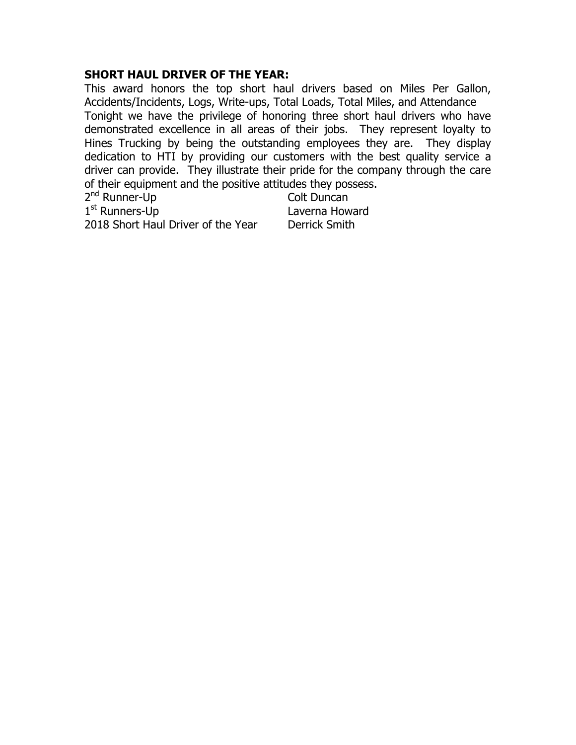**SHORT HAUL DRIVER OF THE YEAR:**

This award honors the top short haul drivers based on Miles Per Gallon, Accidents/Incidents, Logs, Write-ups, Total Loads, Total Miles, and Attendance

Tonight we have the privilege of honoring three short haul drivers who have demonstrated excellence in all areas of their jobs. They represent loyalty to Hines Trucking by being the outstanding employees they are. They display dedication to HTI by providing our customers with the best quality service a driver can provide. They illustrate their pride for the company through the care of their equipment and the positive attitudes they possess.

| | |
|---|---|
| 2nd Runner-Up | Colt Duncan |
| 1st Runners-Up | Laverna Howard |
| 2018 Short Haul Driver of the Year | Derrick Smith |